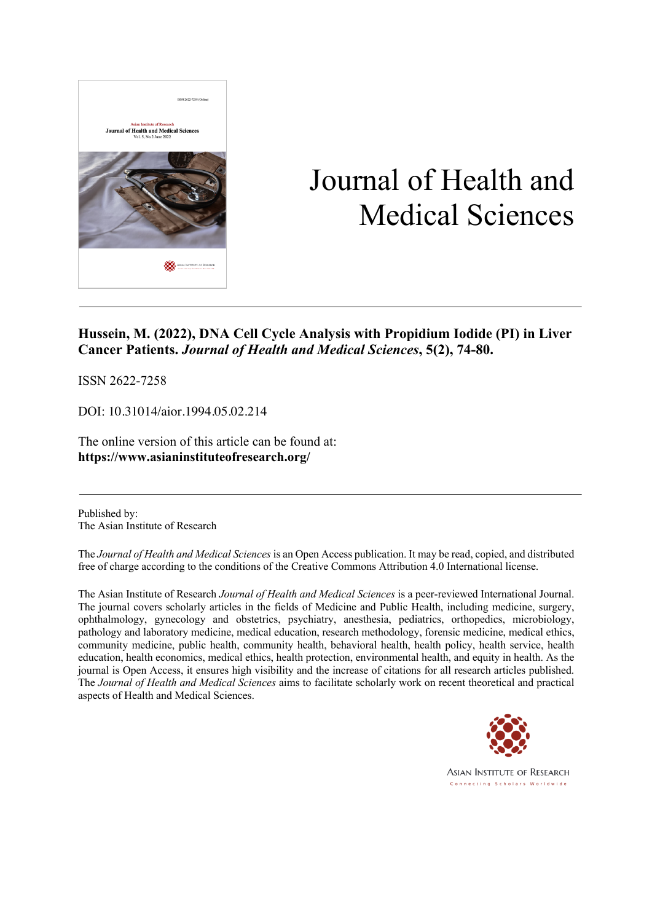# Journal of Health and Medical Sciences

**Hussein, M. (2022), DNA Cell Cycle Analysis with Propidium Iodide (PI) in Liver Cancer Patients.** ***Journal of Health and Medical Sciences*****, 5(2), 74-80.**

ISSN 2622-7258

DOI: 10.31014/aior.1994.05.02.214

The online version of this article can be found at:
**https://www.asianinstituteofresearch.org/**

Published by:
The Asian Institute of Research

The *Journal of Health and Medical Sciences* is an Open Access publication. It may be read, copied, and distributed free of charge according to the conditions of the Creative Commons Attribution 4.0 International license.

The Asian Institute of Research *Journal of Health and Medical Sciences* is a peer-reviewed International Journal. The journal covers scholarly articles in the fields of Medicine and Public Health, including medicine, surgery, ophthalmology, gynecology and obstetrics, psychiatry, anesthesia, pediatrics, orthopedics, microbiology, pathology and laboratory medicine, medical education, research methodology, forensic medicine, medical ethics, community medicine, public health, community health, behavioral health, health policy, health service, health education, health economics, medical ethics, health protection, environmental health, and equity in health. As the journal is Open Access, it ensures high visibility and the increase of citations for all research articles published. The *Journal of Health and Medical Sciences* aims to facilitate scholarly work on recent theoretical and practical aspects of Health and Medical Sciences.

ASIAN INSTITUTE OF RESEARCH
Connecting Scholars Worldwide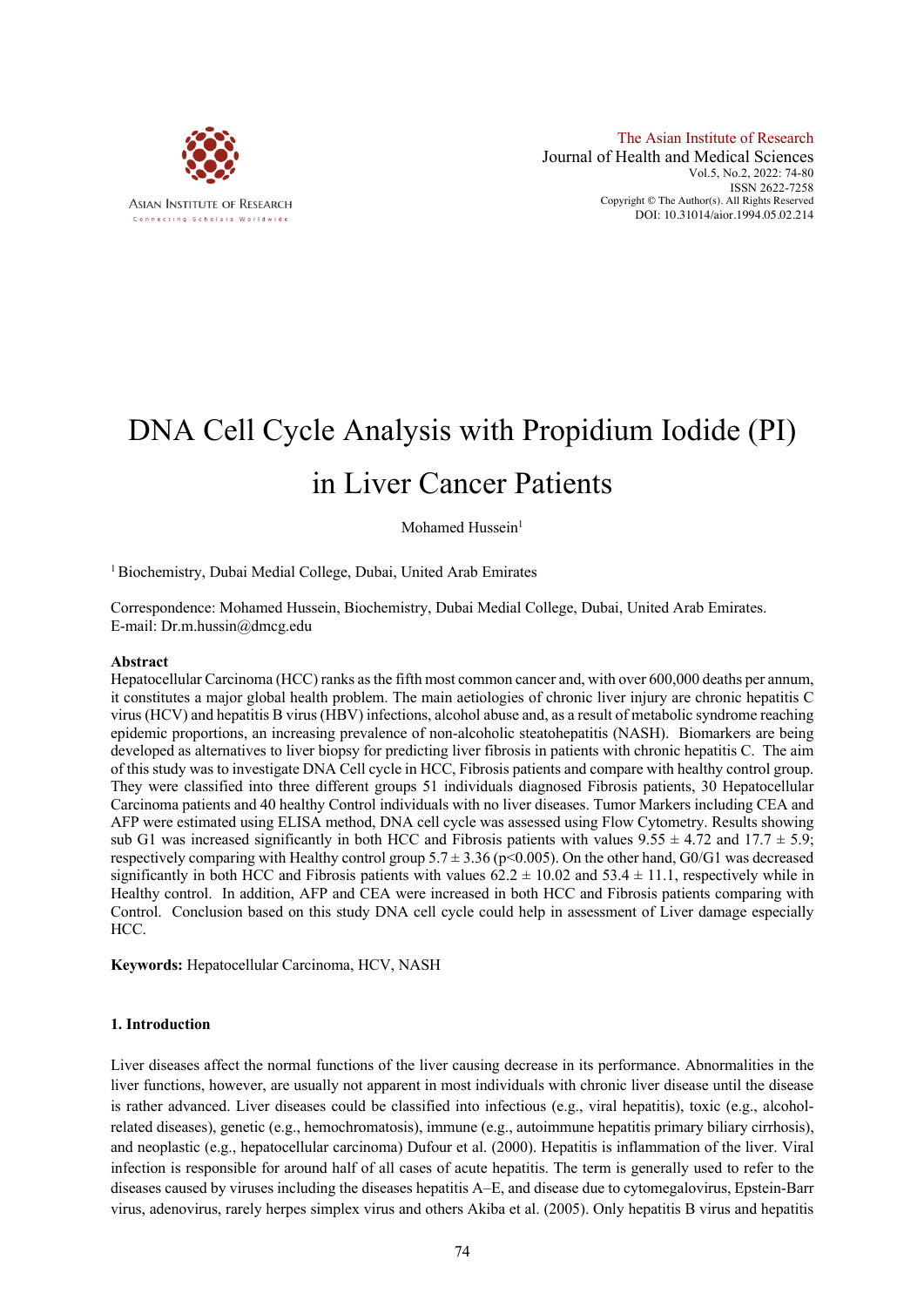# DNA Cell Cycle Analysis with Propidium Iodide (PI) in Liver Cancer Patients

Mohamed Hussein[1]

[1] Biochemistry, Dubai Medial College, Dubai, United Arab Emirates

Correspondence: Mohamed Hussein, Biochemistry, Dubai Medial College, Dubai, United Arab Emirates. E-mail: Dr.m.hussin@dmcg.edu

## Abstract

Hepatocellular Carcinoma (HCC) ranks as the fifth most common cancer and, with over 600,000 deaths per annum, it constitutes a major global health problem. The main aetiologies of chronic liver injury are chronic hepatitis C virus (HCV) and hepatitis B virus (HBV) infections, alcohol abuse and, as a result of metabolic syndrome reaching epidemic proportions, an increasing prevalence of non-alcoholic steatohepatitis (NASH). Biomarkers are being developed as alternatives to liver biopsy for predicting liver fibrosis in patients with chronic hepatitis C. The aim of this study was to investigate DNA Cell cycle in HCC, Fibrosis patients and compare with healthy control group. They were classified into three different groups 51 individuals diagnosed Fibrosis patients, 30 Hepatocellular Carcinoma patients and 40 healthy Control individuals with no liver diseases. Tumor Markers including CEA and AFP were estimated using ELISA method, DNA cell cycle was assessed using Flow Cytometry. Results showing sub G1 was increased significantly in both HCC and Fibrosis patients with values $9.55 \pm 4.72$ and $17.7 \pm 5.9$; respectively comparing with Healthy control group $5.7 \pm 3.36$ ($p<0.005$). On the other hand, G0/G1 was decreased significantly in both HCC and Fibrosis patients with values $62.2 \pm 10.02$ and $53.4 \pm 11.1$, respectively while in Healthy control. In addition, AFP and CEA were increased in both HCC and Fibrosis patients comparing with Control. Conclusion based on this study DNA cell cycle could help in assessment of Liver damage especially HCC.

**Keywords:** Hepatocellular Carcinoma, HCV, NASH

## 1. Introduction

Liver diseases affect the normal functions of the liver causing decrease in its performance. Abnormalities in the liver functions, however, are usually not apparent in most individuals with chronic liver disease until the disease is rather advanced. Liver diseases could be classified into infectious (e.g., viral hepatitis), toxic (e.g., alcohol-related diseases), genetic (e.g., hemochromatosis), immune (e.g., autoimmune hepatitis primary biliary cirrhosis), and neoplastic (e.g., hepatocellular carcinoma) Dufour et al. (2000). Hepatitis is inflammation of the liver. Viral infection is responsible for around half of all cases of acute hepatitis. The term is generally used to refer to the diseases caused by viruses including the diseases hepatitis A–E, and disease due to cytomegalovirus, Epstein-Barr virus, adenovirus, rarely herpes simplex virus and others Akiba et al. (2005). Only hepatitis B virus and hepatitis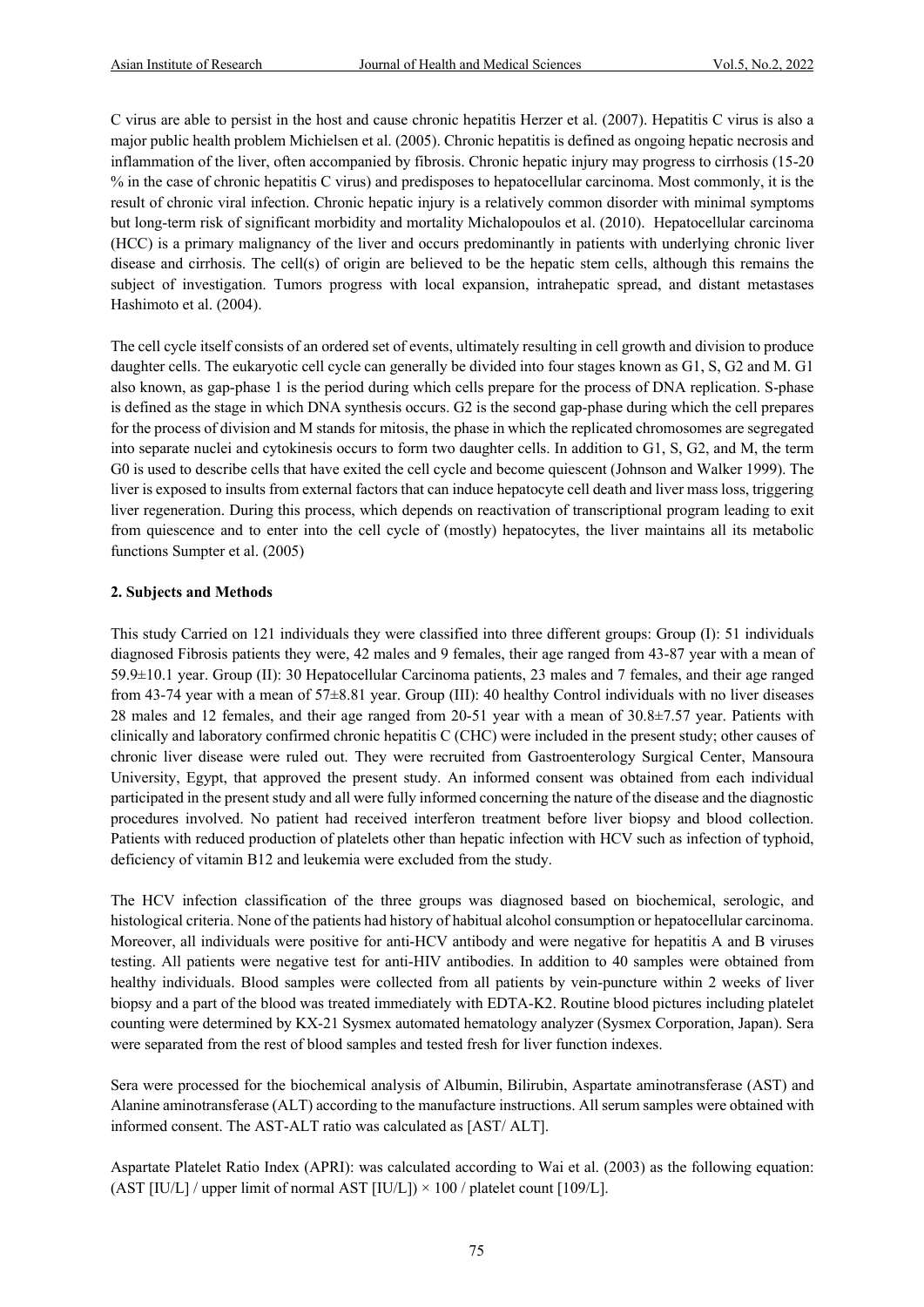C virus are able to persist in the host and cause chronic hepatitis Herzer et al. (2007). Hepatitis C virus is also a major public health problem Michielsen et al. (2005). Chronic hepatitis is defined as ongoing hepatic necrosis and inflammation of the liver, often accompanied by fibrosis. Chronic hepatic injury may progress to cirrhosis (15-20 % in the case of chronic hepatitis C virus) and predisposes to hepatocellular carcinoma. Most commonly, it is the result of chronic viral infection. Chronic hepatic injury is a relatively common disorder with minimal symptoms but long-term risk of significant morbidity and mortality Michalopoulos et al. (2010). Hepatocellular carcinoma (HCC) is a primary malignancy of the liver and occurs predominantly in patients with underlying chronic liver disease and cirrhosis. The cell(s) of origin are believed to be the hepatic stem cells, although this remains the subject of investigation. Tumors progress with local expansion, intrahepatic spread, and distant metastases Hashimoto et al. (2004).

The cell cycle itself consists of an ordered set of events, ultimately resulting in cell growth and division to produce daughter cells. The eukaryotic cell cycle can generally be divided into four stages known as G1, S, G2 and M. G1 also known, as gap-phase 1 is the period during which cells prepare for the process of DNA replication. S-phase is defined as the stage in which DNA synthesis occurs. G2 is the second gap-phase during which the cell prepares for the process of division and M stands for mitosis, the phase in which the replicated chromosomes are segregated into separate nuclei and cytokinesis occurs to form two daughter cells. In addition to G1, S, G2, and M, the term G0 is used to describe cells that have exited the cell cycle and become quiescent (Johnson and Walker 1999). The liver is exposed to insults from external factors that can induce hepatocyte cell death and liver mass loss, triggering liver regeneration. During this process, which depends on reactivation of transcriptional program leading to exit from quiescence and to enter into the cell cycle of (mostly) hepatocytes, the liver maintains all its metabolic functions Sumpter et al. (2005)

## 2. Subjects and Methods

This study Carried on 121 individuals they were classified into three different groups: Group (I): 51 individuals diagnosed Fibrosis patients they were, 42 males and 9 females, their age ranged from 43-87 year with a mean of 59.9±10.1 year. Group (II): 30 Hepatocellular Carcinoma patients, 23 males and 7 females, and their age ranged from 43-74 year with a mean of 57±8.81 year. Group (III): 40 healthy Control individuals with no liver diseases 28 males and 12 females, and their age ranged from 20-51 year with a mean of 30.8±7.57 year. Patients with clinically and laboratory confirmed chronic hepatitis C (CHC) were included in the present study; other causes of chronic liver disease were ruled out. They were recruited from Gastroenterology Surgical Center, Mansoura University, Egypt, that approved the present study. An informed consent was obtained from each individual participated in the present study and all were fully informed concerning the nature of the disease and the diagnostic procedures involved. No patient had received interferon treatment before liver biopsy and blood collection. Patients with reduced production of platelets other than hepatic infection with HCV such as infection of typhoid, deficiency of vitamin B12 and leukemia were excluded from the study.

The HCV infection classification of the three groups was diagnosed based on biochemical, serologic, and histological criteria. None of the patients had history of habitual alcohol consumption or hepatocellular carcinoma. Moreover, all individuals were positive for anti-HCV antibody and were negative for hepatitis A and B viruses testing. All patients were negative test for anti-HIV antibodies. In addition to 40 samples were obtained from healthy individuals. Blood samples were collected from all patients by vein-puncture within 2 weeks of liver biopsy and a part of the blood was treated immediately with EDTA-K2. Routine blood pictures including platelet counting were determined by KX-21 Sysmex automated hematology analyzer (Sysmex Corporation, Japan). Sera were separated from the rest of blood samples and tested fresh for liver function indexes.

Sera were processed for the biochemical analysis of Albumin, Bilirubin, Aspartate aminotransferase (AST) and Alanine aminotransferase (ALT) according to the manufacture instructions. All serum samples were obtained with informed consent. The AST-ALT ratio was calculated as [AST/ ALT].

Aspartate Platelet Ratio Index (APRI): was calculated according to Wai et al. (2003) as the following equation: (AST [IU/L] / upper limit of normal AST [IU/L]) × 100 / platelet count [$10^9$/L].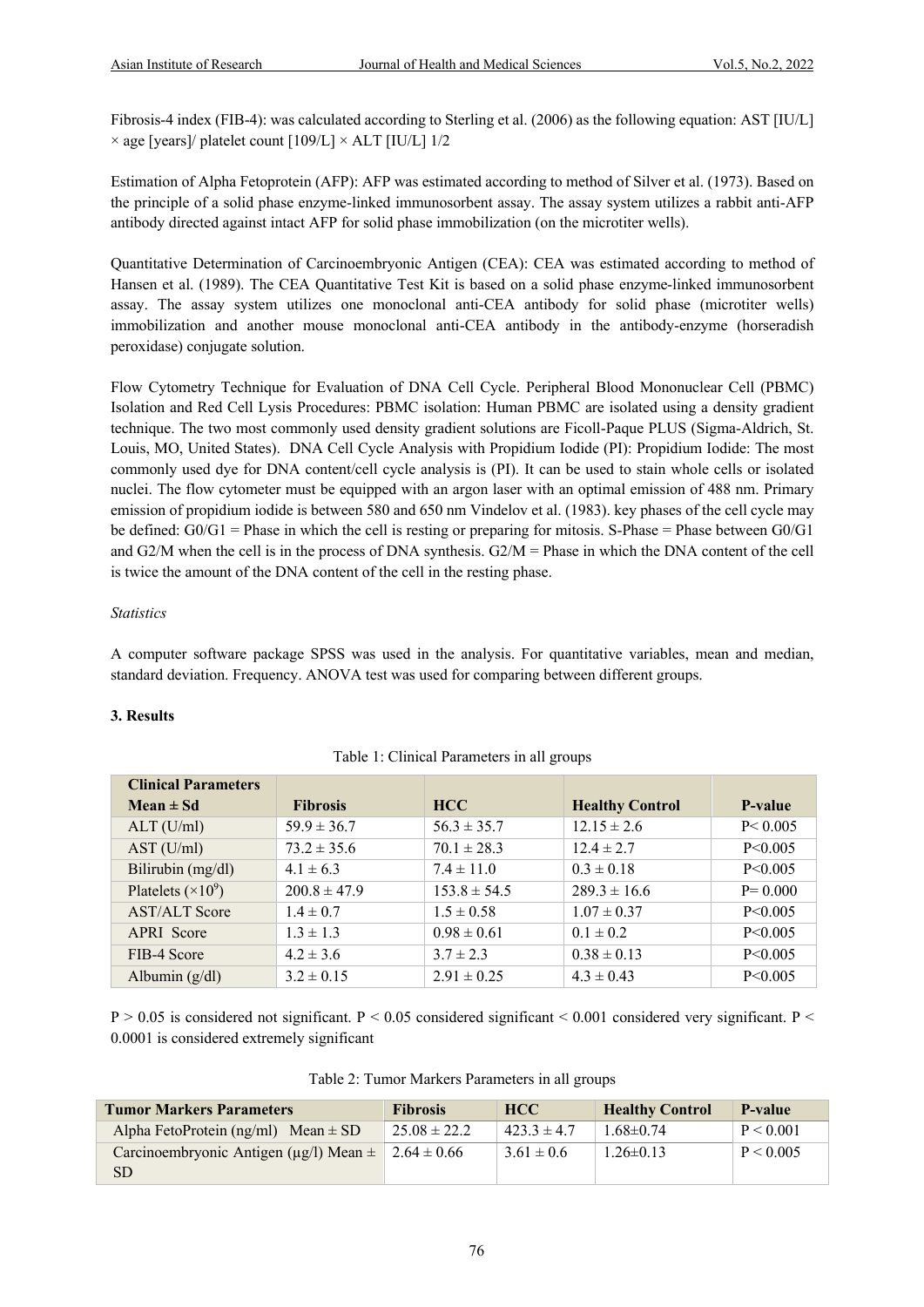Fibrosis-4 index (FIB-4): was calculated according to Sterling et al. (2006) as the following equation: AST [IU/L] × age [years]/ platelet count [$10^9$/L] × ALT [IU/L] 1/2

Estimation of Alpha Fetoprotein (AFP): AFP was estimated according to method of Silver et al. (1973). Based on the principle of a solid phase enzyme-linked immunosorbent assay. The assay system utilizes a rabbit anti-AFP antibody directed against intact AFP for solid phase immobilization (on the microtiter wells).

Quantitative Determination of Carcinoembryonic Antigen (CEA): CEA was estimated according to method of Hansen et al. (1989). The CEA Quantitative Test Kit is based on a solid phase enzyme-linked immunosorbent assay. The assay system utilizes one monoclonal anti-CEA antibody for solid phase (microtiter wells) immobilization and another mouse monoclonal anti-CEA antibody in the antibody-enzyme (horseradish peroxidase) conjugate solution.

Flow Cytometry Technique for Evaluation of DNA Cell Cycle. Peripheral Blood Mononuclear Cell (PBMC) Isolation and Red Cell Lysis Procedures: PBMC isolation: Human PBMC are isolated using a density gradient technique. The two most commonly used density gradient solutions are Ficoll-Paque PLUS (Sigma-Aldrich, St. Louis, MO, United States). DNA Cell Cycle Analysis with Propidium Iodide (PI): Propidium Iodide: The most commonly used dye for DNA content/cell cycle analysis is (PI). It can be used to stain whole cells or isolated nuclei. The flow cytometer must be equipped with an argon laser with an optimal emission of 488 nm. Primary emission of propidium iodide is between 580 and 650 nm Vindelov et al. (1983). key phases of the cell cycle may be defined: G0/G1 = Phase in which the cell is resting or preparing for mitosis. S-Phase = Phase between G0/G1 and G2/M when the cell is in the process of DNA synthesis. G2/M = Phase in which the DNA content of the cell is twice the amount of the DNA content of the cell in the resting phase.

*Statistics*

A computer software package SPSS was used in the analysis. For quantitative variables, mean and median, standard deviation. Frequency. ANOVA test was used for comparing between different groups.

## 3. Results

Table 1: Clinical Parameters in all groups

| Clinical Parameters Mean ± Sd | Fibrosis | HCC | Healthy Control | P-value |
|---|---|---|---|---|
| ALT (U/ml) | 59.9 ± 36.7 | 56.3 ± 35.7 | 12.15 ± 2.6 | P< 0.005 |
| AST (U/ml) | 73.2 ± 35.6 | 70.1 ± 28.3 | 12.4 ± 2.7 | P<0.005 |
| Bilirubin (mg/dl) | 4.1 ± 6.3 | 7.4 ± 11.0 | 0.3 ± 0.18 | P<0.005 |
| Platelets ($\times 10^9$) | 200.8 ± 47.9 | 153.8 ± 54.5 | 289.3 ± 16.6 | P= 0.000 |
| AST/ALT Score | 1.4 ± 0.7 | 1.5 ± 0.58 | 1.07 ± 0.37 | P<0.005 |
| APRI Score | 1.3 ± 1.3 | 0.98 ± 0.61 | 0.1 ± 0.2 | P<0.005 |
| FIB-4 Score | 4.2 ± 3.6 | 3.7 ± 2.3 | 0.38 ± 0.13 | P<0.005 |
| Albumin (g/dl) | 3.2 ± 0.15 | 2.91 ± 0.25 | 4.3 ± 0.43 | P<0.005 |

P > 0.05 is considered not significant. P < 0.05 considered significant < 0.001 considered very significant. P < 0.0001 is considered extremely significant

Table 2: Tumor Markers Parameters in all groups

| Tumor Markers Parameters | Fibrosis | HCC | Healthy Control | P-value |
|---|---|---|---|---|
| Alpha FetoProtein (ng/ml) Mean ± SD | 25.08 ± 22.2 | 423.3 ± 4.7 | 1.68±0.74 | P < 0.001 |
| Carcinoembryonic Antigen (μg/l) Mean ± SD | 2.64 ± 0.66 | 3.61 ± 0.6 | 1.26±0.13 | P < 0.005 |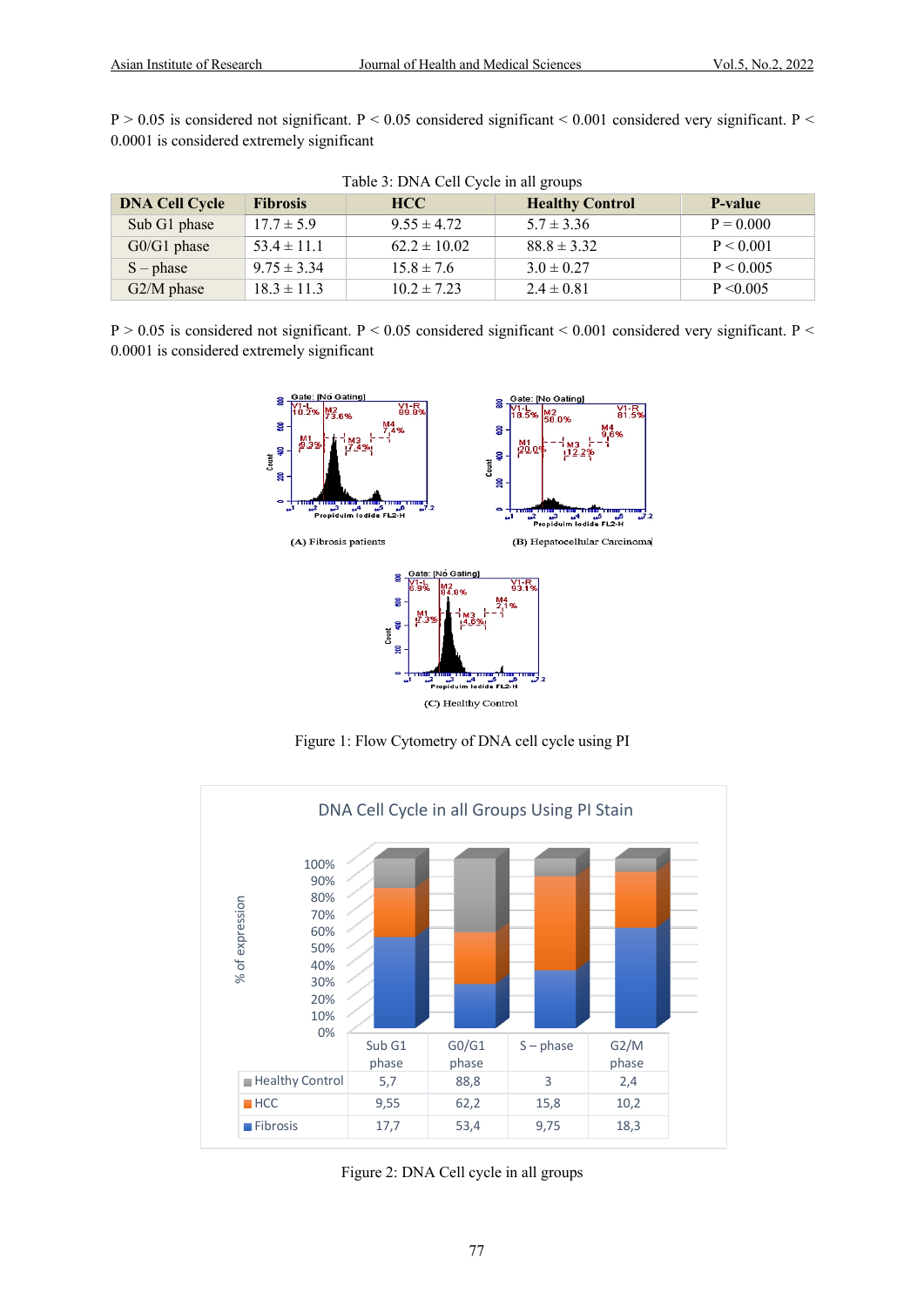P > 0.05 is considered not significant. P < 0.05 considered significant < 0.001 considered very significant. P < 0.0001 is considered extremely significant

Table 3: DNA Cell Cycle in all groups

| DNA Cell Cycle | Fibrosis | HCC | Healthy Control | P-value |
|---|---|---|---|---|
| Sub G1 phase | 17.7 ± 5.9 | 9.55 ± 4.72 | 5.7 ± 3.36 | P = 0.000 |
| G0/G1 phase | 53.4 ± 11.1 | 62.2 ± 10.02 | 88.8 ± 3.32 | P < 0.001 |
| S – phase | 9.75 ± 3.34 | 15.8 ± 7.6 | 3.0 ± 0.27 | P < 0.005 |
| G2/M phase | 18.3 ± 11.3 | 10.2 ± 7.23 | 2.4 ± 0.81 | P <0.005 |

P > 0.05 is considered not significant. P < 0.05 considered significant < 0.001 considered very significant. P < 0.0001 is considered extremely significant

(A) Fibrosis patients

(B) Hepatocellular Carcinoma

(C) Healthy Control

Figure 1: Flow Cytometry of DNA cell cycle using PI

DNA Cell Cycle in all Groups Using PI Stain

| | Sub G1 phase | G0/G1 phase | S – phase | G2/M phase |
|---|---|---|---|---|
| Healthy Control | 5,7 | 88,8 | 3 | 2,4 |
| HCC | 9,55 | 62,2 | 15,8 | 10,2 |
| Fibrosis | 17,7 | 53,4 | 9,75 | 18,3 |

Figure 2: DNA Cell cycle in all groups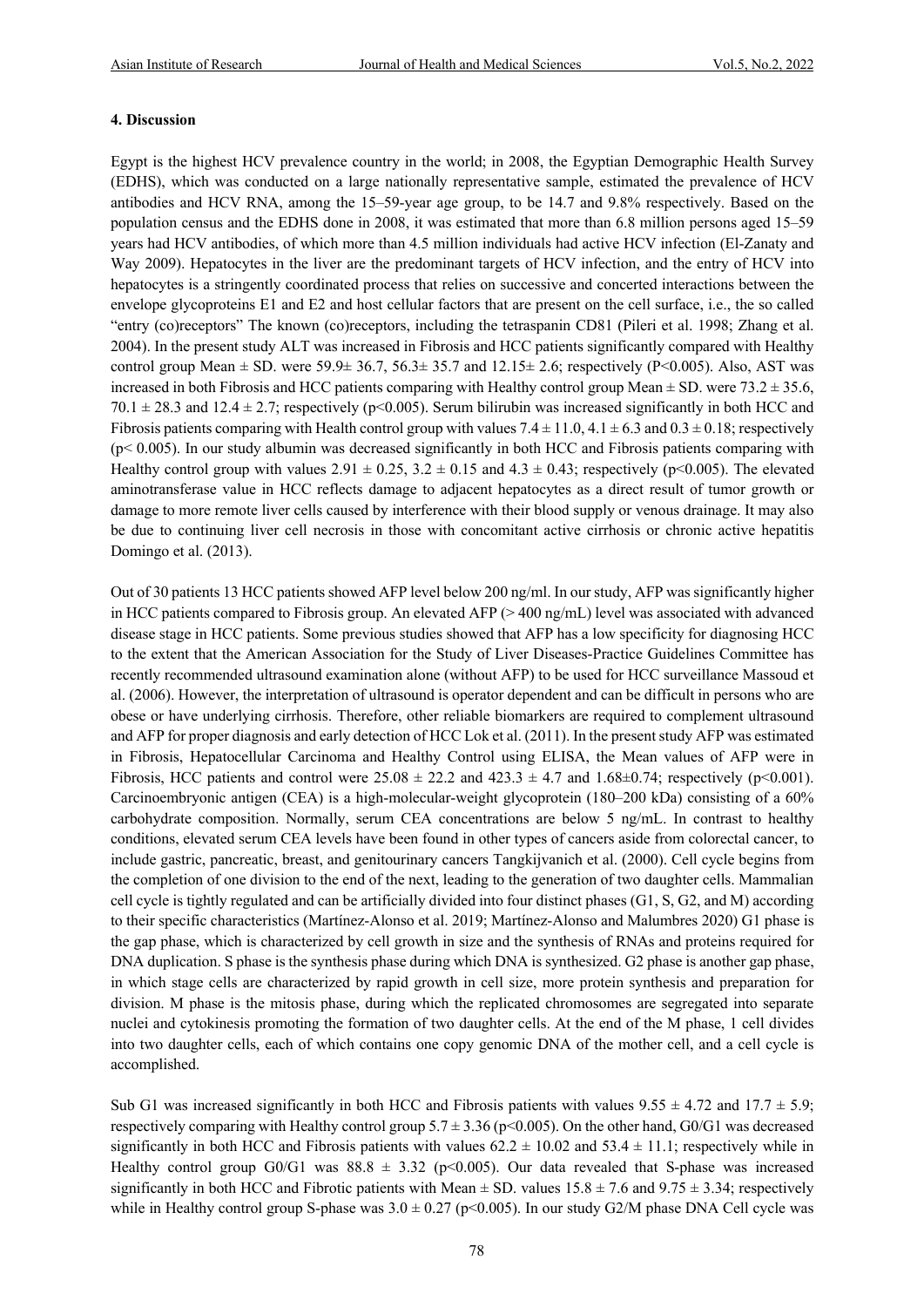## 4. Discussion

Egypt is the highest HCV prevalence country in the world; in 2008, the Egyptian Demographic Health Survey (EDHS), which was conducted on a large nationally representative sample, estimated the prevalence of HCV antibodies and HCV RNA, among the 15–59-year age group, to be 14.7 and 9.8% respectively. Based on the population census and the EDHS done in 2008, it was estimated that more than 6.8 million persons aged 15–59 years had HCV antibodies, of which more than 4.5 million individuals had active HCV infection (El-Zanaty and Way 2009). Hepatocytes in the liver are the predominant targets of HCV infection, and the entry of HCV into hepatocytes is a stringently coordinated process that relies on successive and concerted interactions between the envelope glycoproteins E1 and E2 and host cellular factors that are present on the cell surface, i.e., the so called "entry (co)receptors" The known (co)receptors, including the tetraspanin CD81 (Pileri et al. 1998; Zhang et al. 2004). In the present study ALT was increased in Fibrosis and HCC patients significantly compared with Healthy control group Mean ± SD. were 59.9± 36.7, 56.3± 35.7 and 12.15± 2.6; respectively ($P<0.005$). Also, AST was increased in both Fibrosis and HCC patients comparing with Healthy control group Mean ± SD. were 73.2 ± 35.6, 70.1 ± 28.3 and 12.4 ± 2.7; respectively ($p<0.005$). Serum bilirubin was increased significantly in both HCC and Fibrosis patients comparing with Health control group with values 7.4 ± 11.0, 4.1 ± 6.3 and 0.3 ± 0.18; respectively ($p< 0.005$). In our study albumin was decreased significantly in both HCC and Fibrosis patients comparing with Healthy control group with values 2.91 ± 0.25, 3.2 ± 0.15 and 4.3 ± 0.43; respectively ($p<0.005$). The elevated aminotransferase value in HCC reflects damage to adjacent hepatocytes as a direct result of tumor growth or damage to more remote liver cells caused by interference with their blood supply or venous drainage. It may also be due to continuing liver cell necrosis in those with concomitant active cirrhosis or chronic active hepatitis Domingo et al. (2013).

Out of 30 patients 13 HCC patients showed AFP level below 200 ng/ml. In our study, AFP was significantly higher in HCC patients compared to Fibrosis group. An elevated AFP (> 400 ng/mL) level was associated with advanced disease stage in HCC patients. Some previous studies showed that AFP has a low specificity for diagnosing HCC to the extent that the American Association for the Study of Liver Diseases-Practice Guidelines Committee has recently recommended ultrasound examination alone (without AFP) to be used for HCC surveillance Massoud et al. (2006). However, the interpretation of ultrasound is operator dependent and can be difficult in persons who are obese or have underlying cirrhosis. Therefore, other reliable biomarkers are required to complement ultrasound and AFP for proper diagnosis and early detection of HCC Lok et al. (2011). In the present study AFP was estimated in Fibrosis, Hepatocellular Carcinoma and Healthy Control using ELISA, the Mean values of AFP were in Fibrosis, HCC patients and control were 25.08 ± 22.2 and 423.3 ± 4.7 and 1.68±0.74; respectively ($p<0.001$). Carcinoembryonic antigen (CEA) is a high-molecular-weight glycoprotein (180–200 kDa) consisting of a 60% carbohydrate composition. Normally, serum CEA concentrations are below 5 ng/mL. In contrast to healthy conditions, elevated serum CEA levels have been found in other types of cancers aside from colorectal cancer, to include gastric, pancreatic, breast, and genitourinary cancers Tangkijvanich et al. (2000). Cell cycle begins from the completion of one division to the end of the next, leading to the generation of two daughter cells. Mammalian cell cycle is tightly regulated and can be artificially divided into four distinct phases (G1, S, G2, and M) according to their specific characteristics (Martínez-Alonso et al. 2019; Martínez-Alonso and Malumbres 2020) G1 phase is the gap phase, which is characterized by cell growth in size and the synthesis of RNAs and proteins required for DNA duplication. S phase is the synthesis phase during which DNA is synthesized. G2 phase is another gap phase, in which stage cells are characterized by rapid growth in cell size, more protein synthesis and preparation for division. M phase is the mitosis phase, during which the replicated chromosomes are segregated into separate nuclei and cytokinesis promoting the formation of two daughter cells. At the end of the M phase, 1 cell divides into two daughter cells, each of which contains one copy genomic DNA of the mother cell, and a cell cycle is accomplished.

Sub G1 was increased significantly in both HCC and Fibrosis patients with values 9.55 ± 4.72 and 17.7 ± 5.9; respectively comparing with Healthy control group 5.7 ± 3.36 ($p<0.005$). On the other hand, G0/G1 was decreased significantly in both HCC and Fibrosis patients with values 62.2 ± 10.02 and 53.4 ± 11.1; respectively while in Healthy control group G0/G1 was 88.8 ± 3.32 ($p<0.005$). Our data revealed that S-phase was increased significantly in both HCC and Fibrotic patients with Mean ± SD. values 15.8 ± 7.6 and 9.75 ± 3.34; respectively while in Healthy control group S-phase was 3.0 ± 0.27 ($p<0.005$). In our study G2/M phase DNA Cell cycle was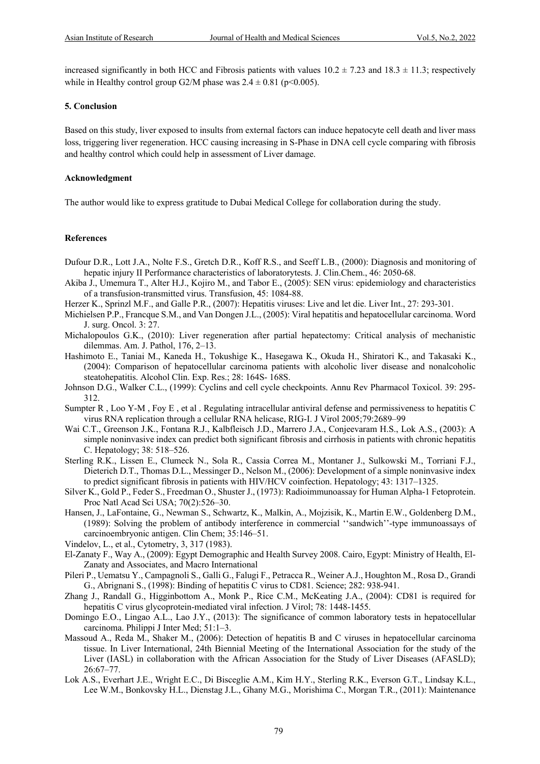increased significantly in both HCC and Fibrosis patients with values $10.2 \pm 7.23$ and $18.3 \pm 11.3$; respectively while in Healthy control group G2/M phase was $2.4 \pm 0.81$ ($p<0.005$).

## 5. Conclusion

Based on this study, liver exposed to insults from external factors can induce hepatocyte cell death and liver mass loss, triggering liver regeneration. HCC causing increasing in S-Phase in DNA cell cycle comparing with fibrosis and healthy control which could help in assessment of Liver damage.

## Acknowledgment

The author would like to express gratitude to Dubai Medical College for collaboration during the study.

## References

Dufour D.R., Lott J.A., Nolte F.S., Gretch D.R., Koff R.S., and Seeff L.B., (2000): Diagnosis and monitoring of hepatic injury II Performance characteristics of laboratorytests. J. Clin.Chem., 46: 2050-68.

Akiba J., Umemura T., Alter H.J., Kojiro M., and Tabor E., (2005): SEN virus: epidemiology and characteristics of a transfusion-transmitted virus. Transfusion, 45: 1084-88.

Herzer K., Sprinzl M.F., and Galle P.R., (2007): Hepatitis viruses: Live and let die. Liver Int., 27: 293-301.

Michielsen P.P., Francque S.M., and Van Dongen J.L., (2005): Viral hepatitis and hepatocellular carcinoma. Word J. surg. Oncol. 3: 27.

Michalopoulos G.K., (2010): Liver regeneration after partial hepatectomy: Critical analysis of mechanistic dilemmas. Am. J. Pathol, 176, 2–13.

Hashimoto E., Taniai M., Kaneda H., Tokushige K., Hasegawa K., Okuda H., Shiratori K., and Takasaki K., (2004): Comparison of hepatocellular carcinoma patients with alcoholic liver disease and nonalcoholic steatohepatitis. Alcohol Clin. Exp. Res.; 28: 164S- 168S.

Johnson D.G., Walker C.L., (1999): Cyclins and cell cycle checkpoints. Annu Rev Pharmacol Toxicol. 39: 295-312.

Sumpter R , Loo Y-M , Foy E , et al . Regulating intracellular antiviral defense and permissiveness to hepatitis C virus RNA replication through a cellular RNA helicase, RIG-I. J Virol 2005;79:2689–99

Wai C.T., Greenson J.K., Fontana R.J., Kalbfleisch J.D., Marrero J.A., Conjeevaram H.S., Lok A.S., (2003): A simple noninvasive index can predict both significant fibrosis and cirrhosis in patients with chronic hepatitis C. Hepatology; 38: 518–526.

Sterling R.K., Lissen E., Clumeck N., Sola R., Cassia Correa M., Montaner J., Sulkowski M., Torriani F.J., Dieterich D.T., Thomas D.L., Messinger D., Nelson M., (2006): Development of a simple noninvasive index to predict significant fibrosis in patients with HIV/HCV coinfection. Hepatology; 43: 1317–1325.

Silver K., Gold P., Feder S., Freedman O., Shuster J., (1973): Radioimmunoassay for Human Alpha-1 Fetoprotein. Proc Natl Acad Sci USA; 70(2):526–30.

Hansen, J., LaFontaine, G., Newman S., Schwartz, K., Malkin, A., Mojzisik, K., Martin E.W., Goldenberg D.M., (1989): Solving the problem of antibody interference in commercial ''sandwich''-type immunoassays of carcinoembryonic antigen. Clin Chem; 35:146–51.

Vindelov, L., et al., Cytometry, 3, 317 (1983).

El-Zanaty F., Way A., (2009): Egypt Demographic and Health Survey 2008. Cairo, Egypt: Ministry of Health, El-Zanaty and Associates, and Macro International

Pileri P., Uematsu Y., Campagnoli S., Galli G., Falugi F., Petracca R., Weiner A.J., Houghton M., Rosa D., Grandi G., Abrignani S., (1998): Binding of hepatitis C virus to CD81. Science; 282: 938-941.

Zhang J., Randall G., Higginbottom A., Monk P., Rice C.M., McKeating J.A., (2004): CD81 is required for hepatitis C virus glycoprotein-mediated viral infection. J Virol; 78: 1448-1455.

Domingo E.O., Lingao A.L., Lao J.Y., (2013): The significance of common laboratory tests in hepatocellular carcinoma. Philippi J Inter Med; 51:1–3.

Massoud A., Reda M., Shaker M., (2006): Detection of hepatitis B and C viruses in hepatocellular carcinoma tissue. In Liver International, 24th Biennial Meeting of the International Association for the study of the Liver (IASL) in collaboration with the African Association for the Study of Liver Diseases (AFASLD); 26:67–77.

Lok A.S., Everhart J.E., Wright E.C., Di Bisceglie A.M., Kim H.Y., Sterling R.K., Everson G.T., Lindsay K.L., Lee W.M., Bonkovsky H.L., Dienstag J.L., Ghany M.G., Morishima C., Morgan T.R., (2011): Maintenance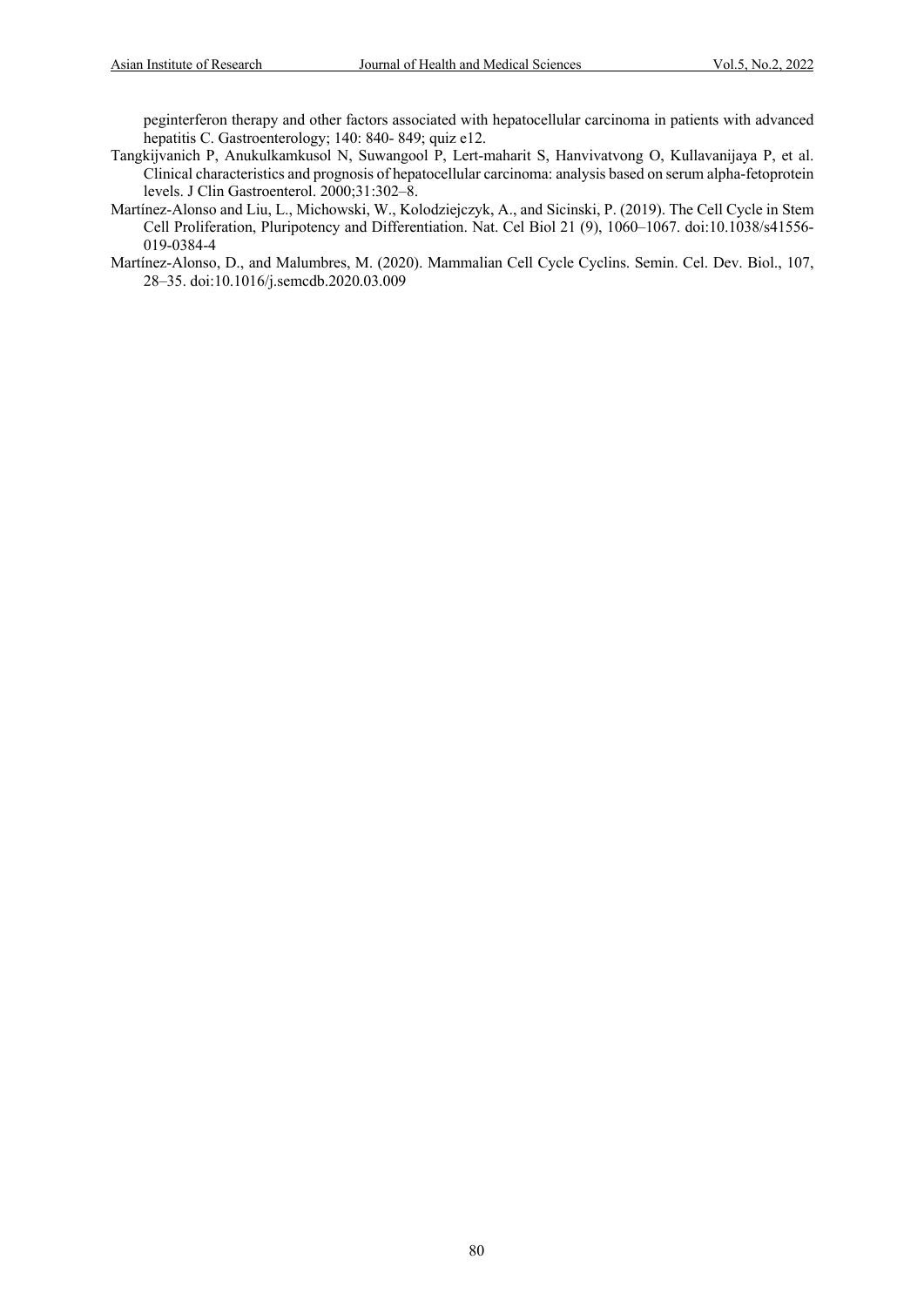peginterferon therapy and other factors associated with hepatocellular carcinoma in patients with advanced hepatitis C. Gastroenterology; 140: 840- 849; quiz e12.

Tangkijvanich P, Anukulkamkusol N, Suwangool P, Lert-maharit S, Hanvivatvong O, Kullavanijaya P, et al. Clinical characteristics and prognosis of hepatocellular carcinoma: analysis based on serum alpha-fetoprotein levels. J Clin Gastroenterol. 2000;31:302–8.

Martínez-Alonso and Liu, L., Michowski, W., Kolodziejczyk, A., and Sicinski, P. (2019). The Cell Cycle in Stem Cell Proliferation, Pluripotency and Differentiation. Nat. Cel Biol 21 (9), 1060–1067. doi:10.1038/s41556-019-0384-4

Martínez-Alonso, D., and Malumbres, M. (2020). Mammalian Cell Cycle Cyclins. Semin. Cel. Dev. Biol., 107, 28–35. doi:10.1016/j.semcdb.2020.03.009